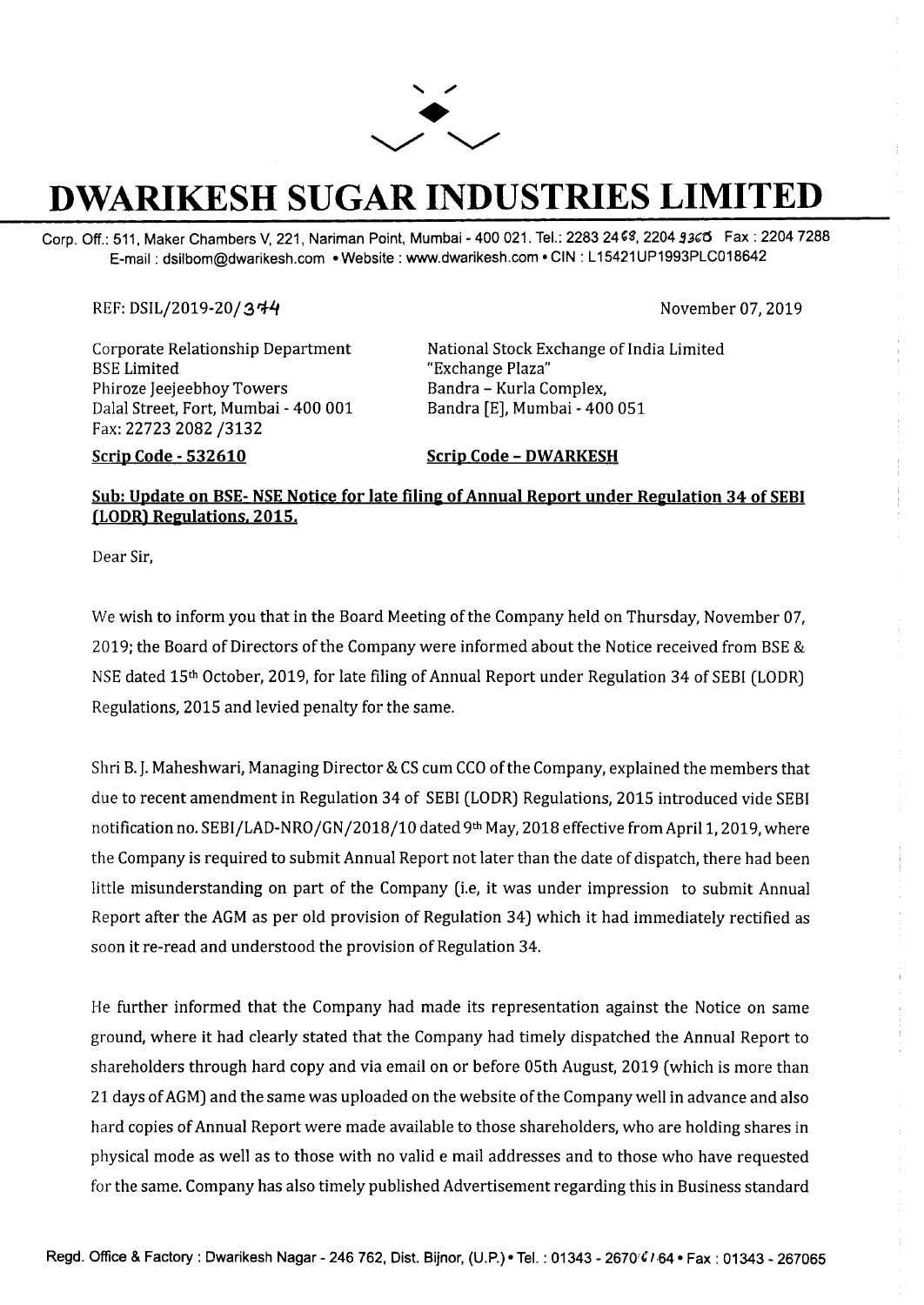# DWARIKESH SUGAR INDUSTRIES LIMITED

Corp. Off.: 511, Maker Chambers V, 221, Nariman Point, Mumbai - 400 021. Tel.: 2283 2468, 2204 9360 Fax : 2204 7288
E-mail : dsilbom@dwarikesh.com • Website : www.dwarikesh.com • CIN : L15421UP1993PLC018642

REF: DSIL/2019-20/344

November 07, 2019

Corporate Relationship Department
BSE Limited
Phiroze Jeejeebhoy Towers
Dalal Street, Fort, Mumbai - 400 001
Fax: 22723 2082 /3132

**Scrip Code - 532610**

National Stock Exchange of India Limited
"Exchange Plaza"
Bandra – Kurla Complex,
Bandra [E], Mumbai - 400 051

**Scrip Code – DWARKESH**

**Sub: Update on BSE- NSE Notice for late filing of Annual Report under Regulation 34 of SEBI (LODR) Regulations, 2015.**

Dear Sir,

We wish to inform you that in the Board Meeting of the Company held on Thursday, November 07, 2019; the Board of Directors of the Company were informed about the Notice received from BSE & NSE dated 15th October, 2019, for late filing of Annual Report under Regulation 34 of SEBI (LODR) Regulations, 2015 and levied penalty for the same.

Shri B. J. Maheshwari, Managing Director & CS cum CCO of the Company, explained the members that due to recent amendment in Regulation 34 of SEBI (LODR) Regulations, 2015 introduced vide SEBI notification no. SEBI/LAD-NRO/GN/2018/10 dated 9th May, 2018 effective from April 1, 2019, where the Company is required to submit Annual Report not later than the date of dispatch, there had been little misunderstanding on part of the Company (i.e, it was under impression to submit Annual Report after the AGM as per old provision of Regulation 34) which it had immediately rectified as soon it re-read and understood the provision of Regulation 34.

He further informed that the Company had made its representation against the Notice on same ground, where it had clearly stated that the Company had timely dispatched the Annual Report to shareholders through hard copy and via email on or before 05th August, 2019 (which is more than 21 days of AGM) and the same was uploaded on the website of the Company well in advance and also hard copies of Annual Report were made available to those shareholders, who are holding shares in physical mode as well as to those with no valid e mail addresses and to those who have requested for the same. Company has also timely published Advertisement regarding this in Business standard

Regd. Office & Factory : Dwarikesh Nagar - 246 762, Dist. Bijnor, (U.P.) • Tel. : 01343 - 267061-64 • Fax : 01343 - 267065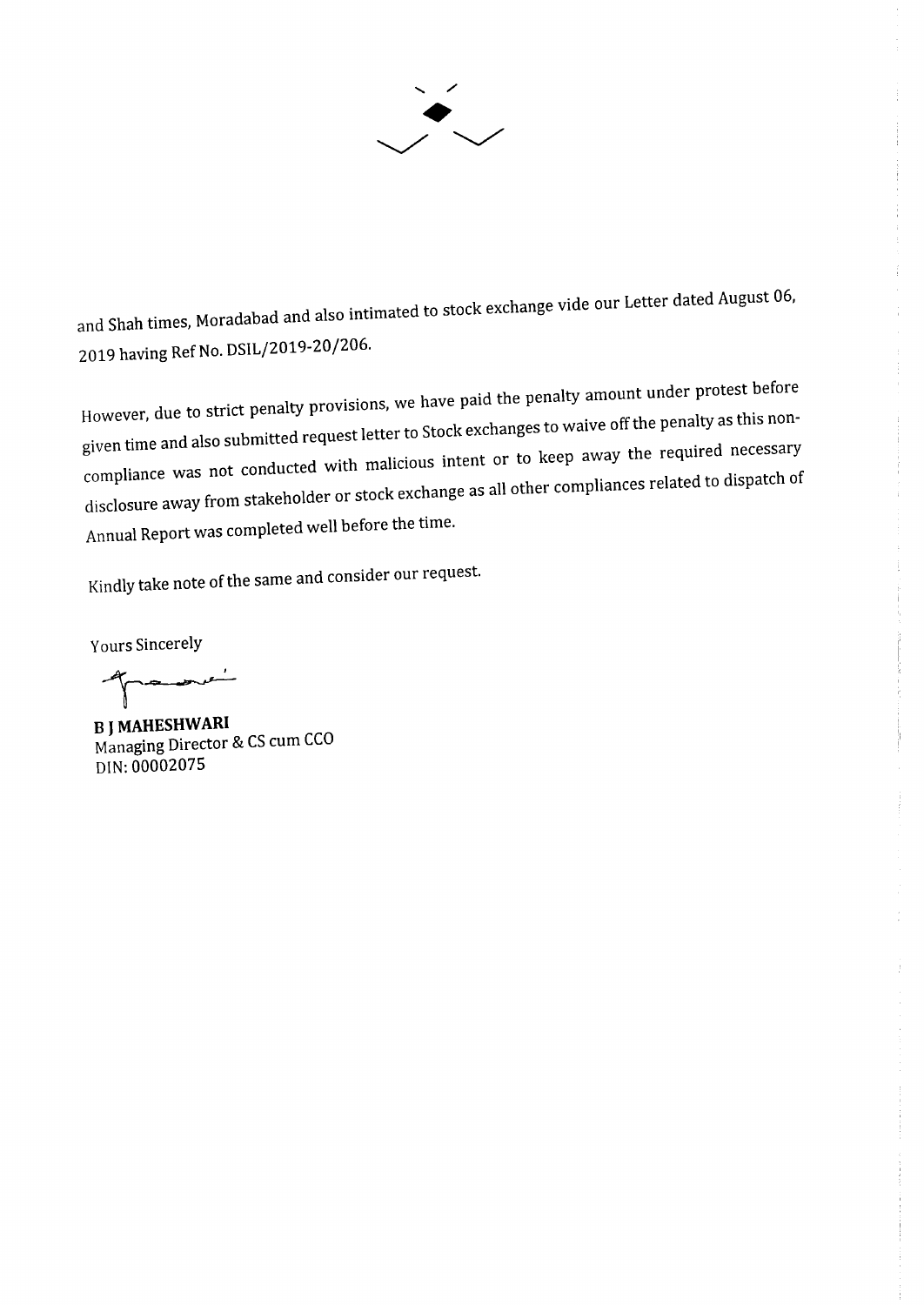and Shah times, Moradabad and also intimated to stock exchange vide our Letter dated August 06, 2019 having Ref No. DSIL/2019-20/206.

However, due to strict penalty provisions, we have paid the penalty amount under protest before given time and also submitted request letter to Stock exchanges to waive off the penalty as this non-compliance was not conducted with malicious intent or to keep away the required necessary disclosure away from stakeholder or stock exchange as all other compliances related to dispatch of Annual Report was completed well before the time.

Kindly take note of the same and consider our request.

Yours Sincerely

**B J MAHESHWARI**
Managing Director & CS cum CCO
DIN: 00002075